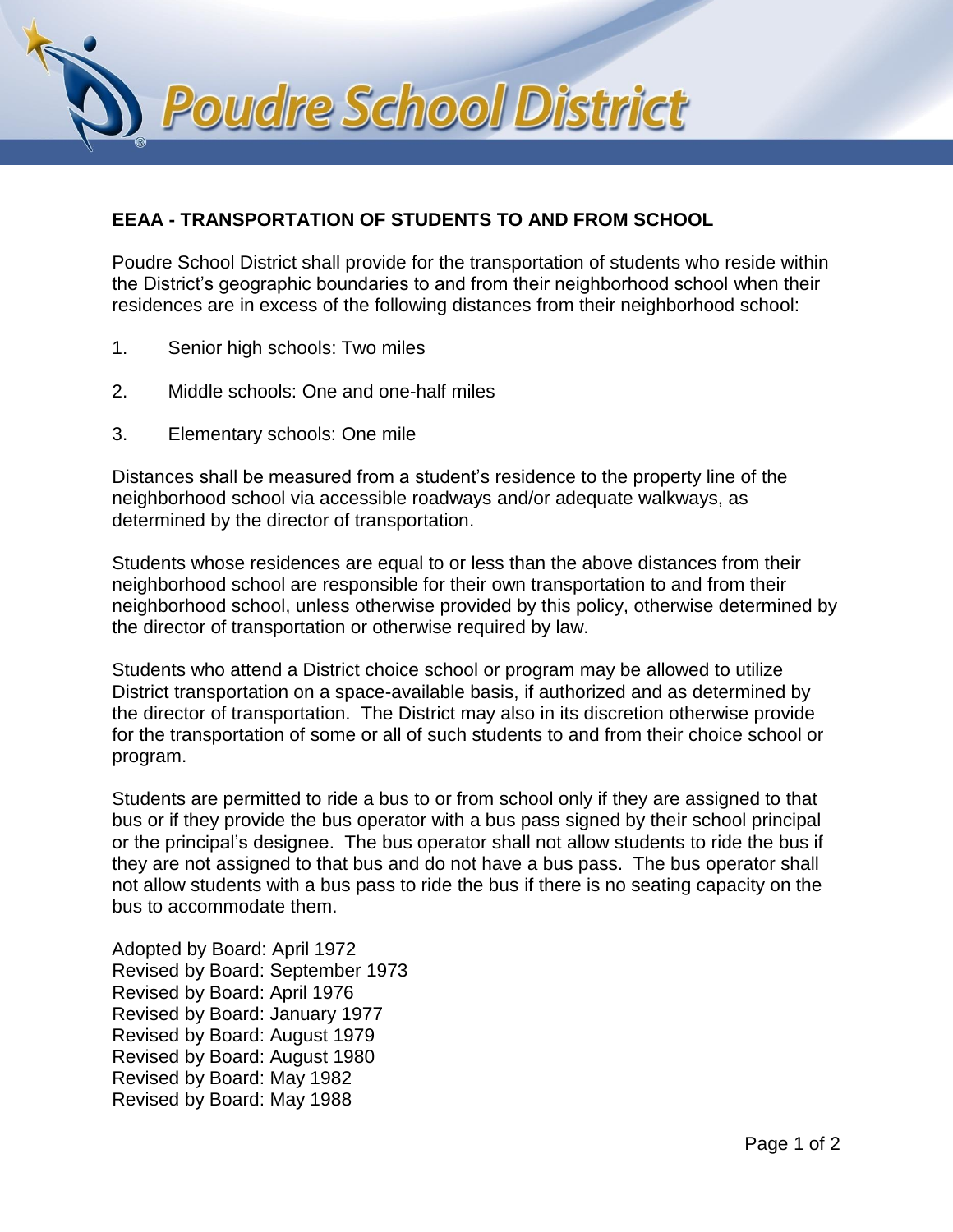# EEAA - TRANSPORTATION OF STUDENTS TO AND FROM SCHOOL

Poudre School District shall provide for the transportation of students who reside within the District's geographic boundaries to and from their neighborhood school when their residences are in excess of the following distances from their neighborhood school:

1. Senior high schools: Two miles
2. Middle schools: One and one-half miles
3. Elementary schools: One mile

Distances shall be measured from a student's residence to the property line of the neighborhood school via accessible roadways and/or adequate walkways, as determined by the director of transportation.

Students whose residences are equal to or less than the above distances from their neighborhood school are responsible for their own transportation to and from their neighborhood school, unless otherwise provided by this policy, otherwise determined by the director of transportation or otherwise required by law.

Students who attend a District choice school or program may be allowed to utilize District transportation on a space-available basis, if authorized and as determined by the director of transportation. The District may also in its discretion otherwise provide for the transportation of some or all of such students to and from their choice school or program.

Students are permitted to ride a bus to or from school only if they are assigned to that bus or if they provide the bus operator with a bus pass signed by their school principal or the principal's designee. The bus operator shall not allow students to ride the bus if they are not assigned to that bus and do not have a bus pass. The bus operator shall not allow students with a bus pass to ride the bus if there is no seating capacity on the bus to accommodate them.

Adopted by Board: April 1972
Revised by Board: September 1973
Revised by Board: April 1976
Revised by Board: January 1977
Revised by Board: August 1979
Revised by Board: August 1980
Revised by Board: May 1982
Revised by Board: May 1988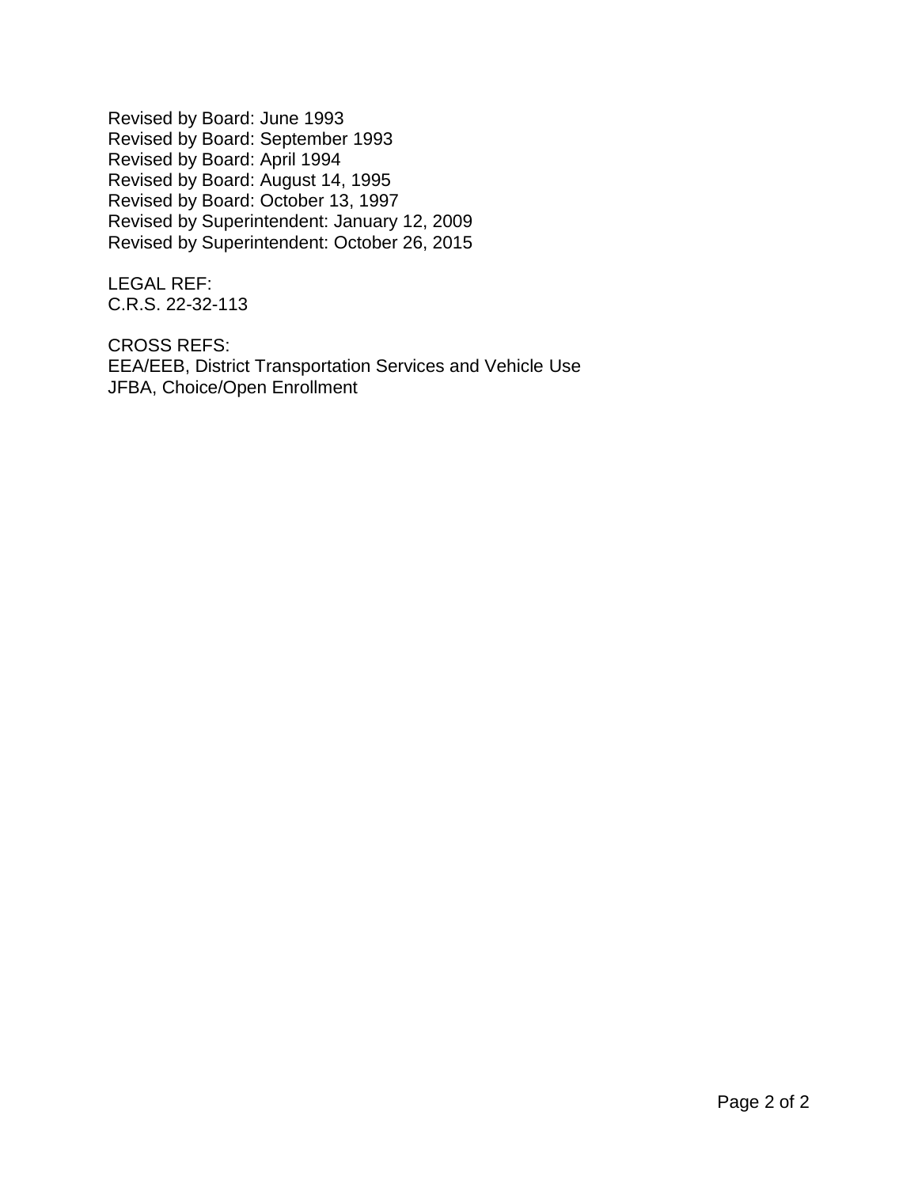Revised by Board: June 1993
Revised by Board: September 1993
Revised by Board: April 1994
Revised by Board: August 14, 1995
Revised by Board: October 13, 1997
Revised by Superintendent: January 12, 2009
Revised by Superintendent: October 26, 2015

LEGAL REF:
C.R.S. 22-32-113

CROSS REFS:
EEA/EEB, District Transportation Services and Vehicle Use
JFBA, Choice/Open Enrollment